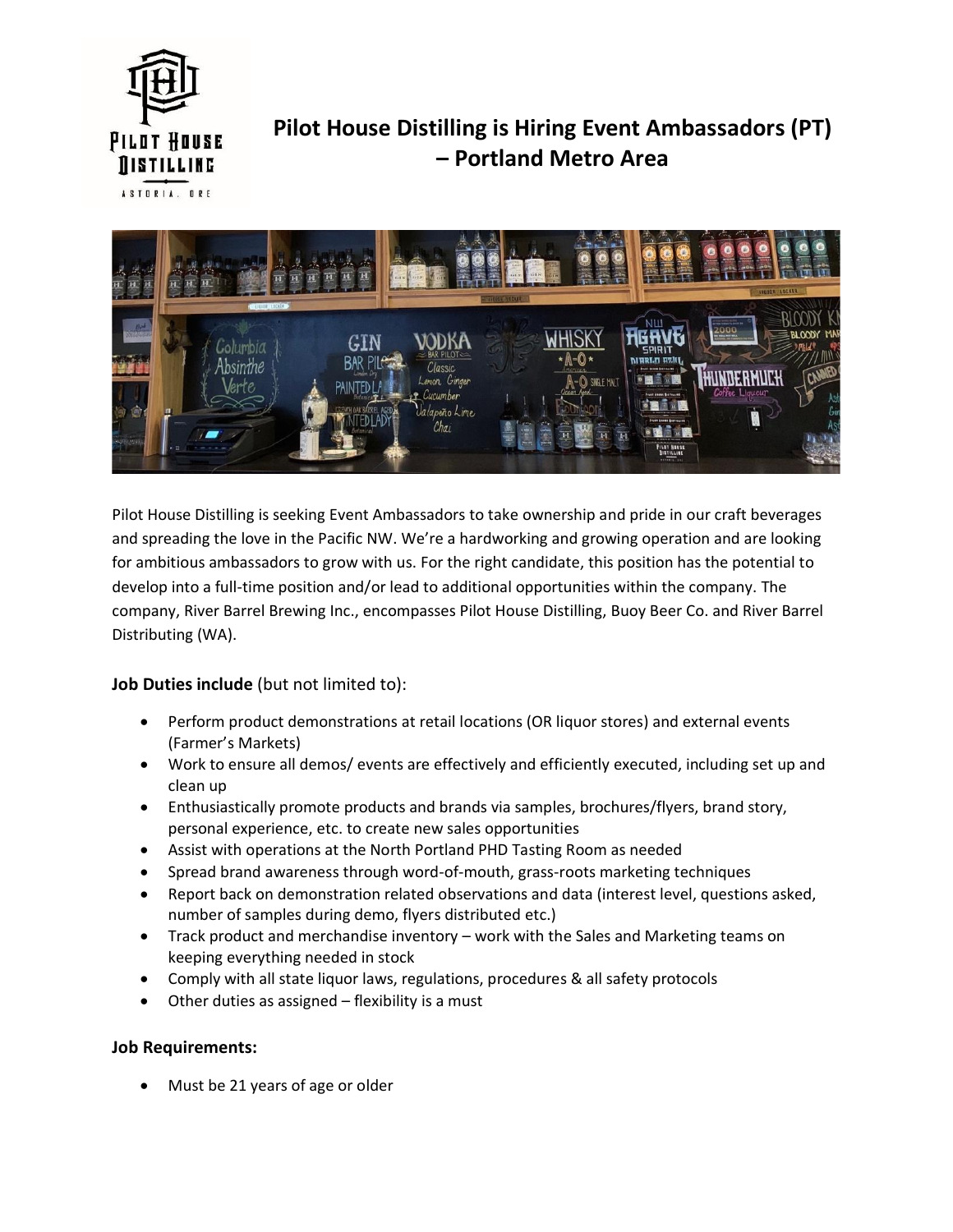# Pilot House Distilling is Hiring Event Ambassadors (PT) – Portland Metro Area

Pilot House Distilling is seeking Event Ambassadors to take ownership and pride in our craft beverages and spreading the love in the Pacific NW. We're a hardworking and growing operation and are looking for ambitious ambassadors to grow with us. For the right candidate, this position has the potential to develop into a full-time position and/or lead to additional opportunities within the company. The company, River Barrel Brewing Inc., encompasses Pilot House Distilling, Buoy Beer Co. and River Barrel Distributing (WA).

**Job Duties include** (but not limited to):

- Perform product demonstrations at retail locations (OR liquor stores) and external events (Farmer's Markets)
- Work to ensure all demos/ events are effectively and efficiently executed, including set up and clean up
- Enthusiastically promote products and brands via samples, brochures/flyers, brand story, personal experience, etc. to create new sales opportunities
- Assist with operations at the North Portland PHD Tasting Room as needed
- Spread brand awareness through word-of-mouth, grass-roots marketing techniques
- Report back on demonstration related observations and data (interest level, questions asked, number of samples during demo, flyers distributed etc.)
- Track product and merchandise inventory – work with the Sales and Marketing teams on keeping everything needed in stock
- Comply with all state liquor laws, regulations, procedures & all safety protocols
- Other duties as assigned – flexibility is a must

**Job Requirements:**

- Must be 21 years of age or older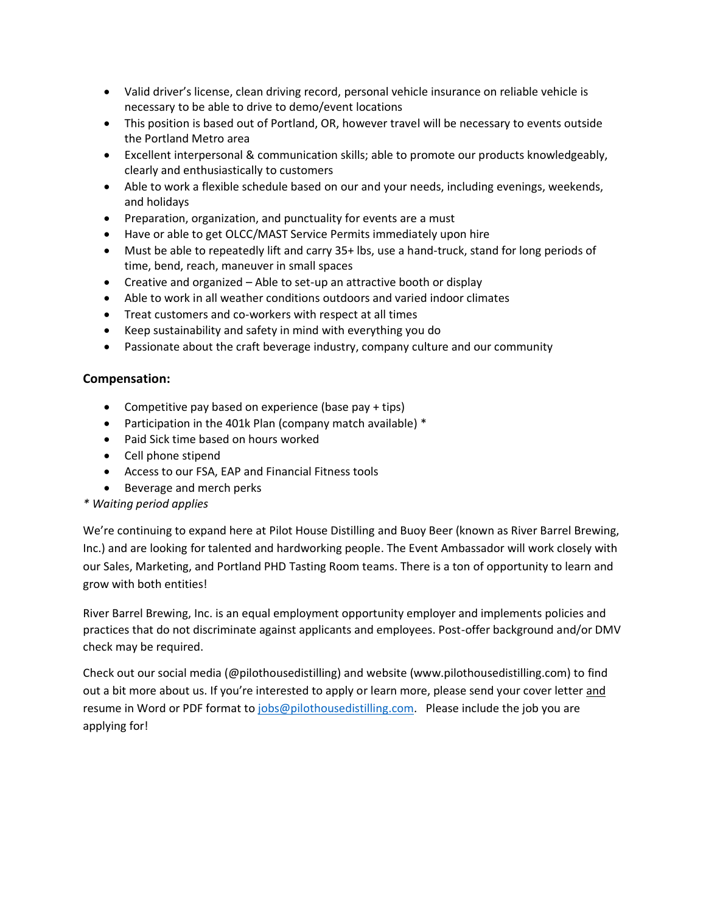- Valid driver's license, clean driving record, personal vehicle insurance on reliable vehicle is necessary to be able to drive to demo/event locations
- This position is based out of Portland, OR, however travel will be necessary to events outside the Portland Metro area
- Excellent interpersonal & communication skills; able to promote our products knowledgeably, clearly and enthusiastically to customers
- Able to work a flexible schedule based on our and your needs, including evenings, weekends, and holidays
- Preparation, organization, and punctuality for events are a must
- Have or able to get OLCC/MAST Service Permits immediately upon hire
- Must be able to repeatedly lift and carry 35+ lbs, use a hand-truck, stand for long periods of time, bend, reach, maneuver in small spaces
- Creative and organized – Able to set-up an attractive booth or display
- Able to work in all weather conditions outdoors and varied indoor climates
- Treat customers and co-workers with respect at all times
- Keep sustainability and safety in mind with everything you do
- Passionate about the craft beverage industry, company culture and our community

**Compensation:**

- Competitive pay based on experience (base pay + tips)
- Participation in the 401k Plan (company match available) *
- Paid Sick time based on hours worked
- Cell phone stipend
- Access to our FSA, EAP and Financial Fitness tools
- Beverage and merch perks

*\* Waiting period applies*

We're continuing to expand here at Pilot House Distilling and Buoy Beer (known as River Barrel Brewing, Inc.) and are looking for talented and hardworking people. The Event Ambassador will work closely with our Sales, Marketing, and Portland PHD Tasting Room teams. There is a ton of opportunity to learn and grow with both entities!

River Barrel Brewing, Inc. is an equal employment opportunity employer and implements policies and practices that do not discriminate against applicants and employees. Post-offer background and/or DMV check may be required.

Check out our social media (@pilothousedistilling) and website (www.pilothousedistilling.com) to find out a bit more about us. If you're interested to apply or learn more, please send your cover letter and resume in Word or PDF format to jobs@pilothousedistilling.com. Please include the job you are applying for!